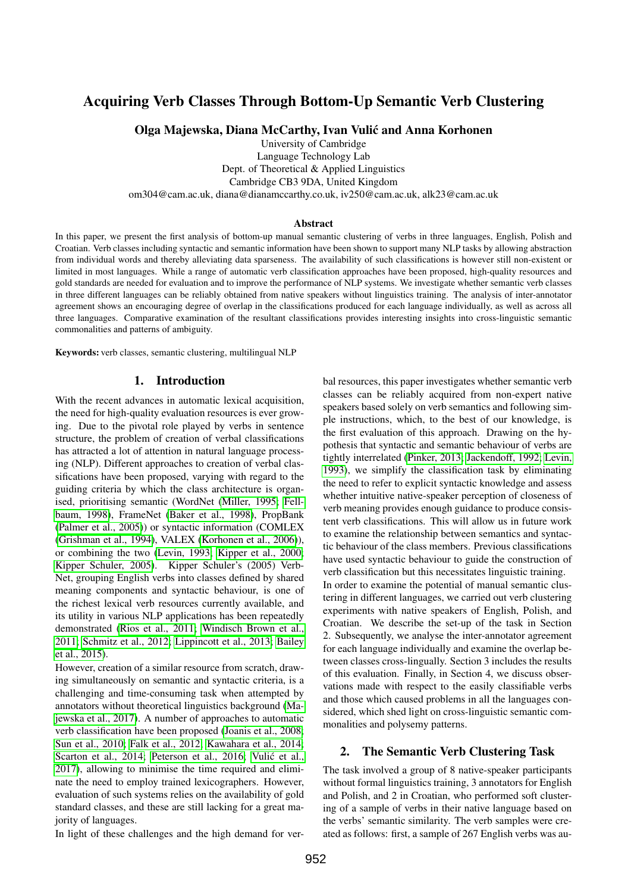# Acquiring Verb Classes Through Bottom-Up Semantic Verb Clustering

**Olga Majewska, Diana McCarthy, Ivan Vulić and Anna Korhonen**

University of Cambridge
Language Technology Lab
Dept. of Theoretical & Applied Linguistics
Cambridge CB3 9DA, United Kingdom
om304@cam.ac.uk, diana@dianamccarthy.co.uk, iv250@cam.ac.uk, alk23@cam.ac.uk

### Abstract

In this paper, we present the first analysis of bottom-up manual semantic clustering of verbs in three languages, English, Polish and Croatian. Verb classes including syntactic and semantic information have been shown to support many NLP tasks by allowing abstraction from individual words and thereby alleviating data sparseness. The availability of such classifications is however still non-existent or limited in most languages. While a range of automatic verb classification approaches have been proposed, high-quality resources and gold standards are needed for evaluation and to improve the performance of NLP systems. We investigate whether semantic verb classes in three different languages can be reliably obtained from native speakers without linguistics training. The analysis of inter-annotator agreement shows an encouraging degree of overlap in the classifications produced for each language individually, as well as across all three languages. Comparative examination of the resultant classifications provides interesting insights into cross-linguistic semantic commonalities and patterns of ambiguity.

**Keywords:** verb classes, semantic clustering, multilingual NLP

## 1. Introduction

With the recent advances in automatic lexical acquisition, the need for high-quality evaluation resources is ever growing. Due to the pivotal role played by verbs in sentence structure, the problem of creation of verbal classifications has attracted a lot of attention in natural language processing (NLP). Different approaches to creation of verbal classifications have been proposed, varying with regard to the guiding criteria by which the class architecture is organised, prioritising semantic (WordNet (Miller, 1995; Fellbaum, 1998), FrameNet (Baker et al., 1998), PropBank (Palmer et al., 2005)) or syntactic information (COMLEX (Grishman et al., 1994), VALEX (Korhonen et al., 2006)), or combining the two (Levin, 1993; Kipper et al., 2000; Kipper Schuler, 2005). Kipper Schuler's (2005) VerbNet, grouping English verbs into classes defined by shared meaning components and syntactic behaviour, is one of the richest lexical verb resources currently available, and its utility in various NLP applications has been repeatedly demonstrated (Rios et al., 2011; Windisch Brown et al., 2011; Schmitz et al., 2012; Lippincott et al., 2013; Bailey et al., 2015).

However, creation of a similar resource from scratch, drawing simultaneously on semantic and syntactic criteria, is a challenging and time-consuming task when attempted by annotators without theoretical linguistics background (Majewska et al., 2017). A number of approaches to automatic verb classification have been proposed (Joanis et al., 2008; Sun et al., 2010; Falk et al., 2012; Kawahara et al., 2014; Scarton et al., 2014; Peterson et al., 2016; Vulić et al., 2017), allowing to minimise the time required and eliminate the need to employ trained lexicographers. However, evaluation of such systems relies on the availability of gold standard classes, and these are still lacking for a great majority of languages.

In light of these challenges and the high demand for verbal resources, this paper investigates whether semantic verb classes can be reliably acquired from non-expert native speakers based solely on verb semantics and following simple instructions, which, to the best of our knowledge, is the first evaluation of this approach. Drawing on the hypothesis that syntactic and semantic behaviour of verbs are tightly interrelated (Pinker, 2013; Jackendoff, 1992; Levin, 1993), we simplify the classification task by eliminating the need to refer to explicit syntactic knowledge and assess whether intuitive native-speaker perception of closeness of verb meaning provides enough guidance to produce consistent verb classifications. This will allow us in future work to examine the relationship between semantics and syntactic behaviour of the class members. Previous classifications have used syntactic behaviour to guide the construction of verb classification but this necessitates linguistic training.

In order to examine the potential of manual semantic clustering in different languages, we carried out verb clustering experiments with native speakers of English, Polish, and Croatian. We describe the set-up of the task in Section 2. Subsequently, we analyse the inter-annotator agreement for each language individually and examine the overlap between classes cross-lingually. Section 3 includes the results of this evaluation. Finally, in Section 4, we discuss observations made with respect to the easily classifiable verbs and those which caused problems in all the languages considered, which shed light on cross-linguistic semantic commonalities and polysemy patterns.

## 2. The Semantic Verb Clustering Task

The task involved a group of 8 native-speaker participants without formal linguistics training, 3 annotators for English and Polish, and 2 in Croatian, who performed soft clustering of a sample of verbs in their native language based on the verbs' semantic similarity. The verb samples were created as follows: first, a sample of 267 English verbs was au-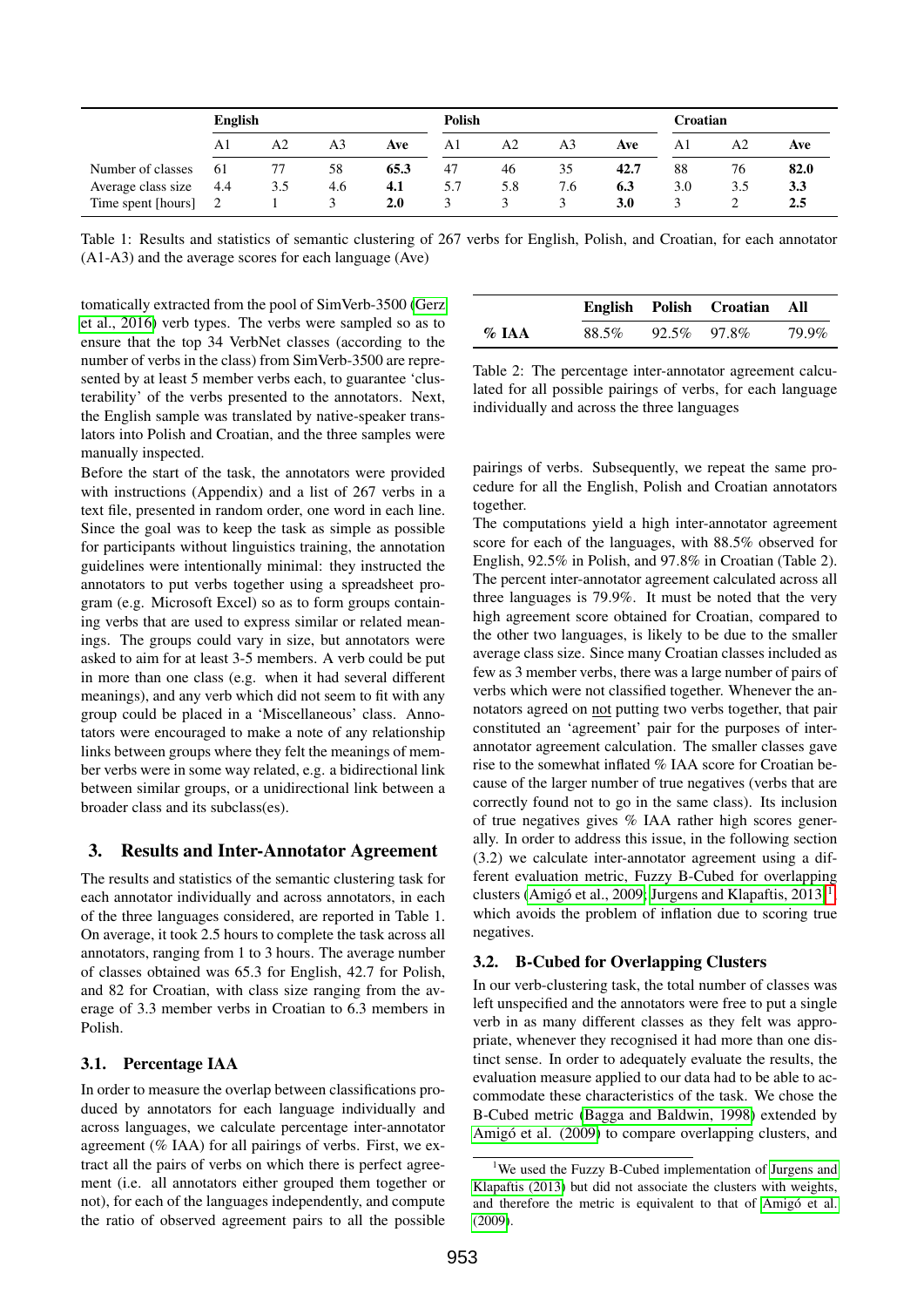| | English | | | | Polish | | | | Croatian | | |
|---|---|---|---|---|---|---|---|---|---|---|---|
| | A1 | A2 | A3 | **Ave** | A1 | A2 | A3 | **Ave** | A1 | A2 | **Ave** |
| Number of classes | 61 | 77 | 58 | **65.3** | 47 | 46 | 35 | **42.7** | 88 | 76 | **82.0** |
| Average class size | 4.4 | 3.5 | 4.6 | **4.1** | 5.7 | 5.8 | 7.6 | **6.3** | 3.0 | 3.5 | **3.3** |
| Time spent [hours] | 2 | 1 | 3 | **2.0** | 3 | 3 | 3 | **3.0** | 3 | 2 | **2.5** |

Table 1: Results and statistics of semantic clustering of 267 verbs for English, Polish, and Croatian, for each annotator (A1-A3) and the average scores for each language (Ave)

tomatically extracted from the pool of SimVerb-3500 (Gerz et al., 2016) verb types. The verbs were sampled so as to ensure that the top 34 VerbNet classes (according to the number of verbs in the class) from SimVerb-3500 are represented by at least 5 member verbs each, to guarantee 'clusterability' of the verbs presented to the annotators. Next, the English sample was translated by native-speaker translators into Polish and Croatian, and the three samples were manually inspected.

Before the start of the task, the annotators were provided with instructions (Appendix) and a list of 267 verbs in a text file, presented in random order, one word in each line. Since the goal was to keep the task as simple as possible for participants without linguistics training, the annotation guidelines were intentionally minimal: they instructed the annotators to put verbs together using a spreadsheet program (e.g. Microsoft Excel) so as to form groups containing verbs that are used to express similar or related meanings. The groups could vary in size, but annotators were asked to aim for at least 3-5 members. A verb could be put in more than one class (e.g. when it had several different meanings), and any verb which did not seem to fit with any group could be placed in a 'Miscellaneous' class. Annotators were encouraged to make a note of any relationship links between groups where they felt the meanings of member verbs were in some way related, e.g. a bidirectional link between similar groups, or a unidirectional link between a broader class and its subclass(es).

## 3. Results and Inter-Annotator Agreement

The results and statistics of the semantic clustering task for each annotator individually and across annotators, in each of the three languages considered, are reported in Table 1. On average, it took 2.5 hours to complete the task across all annotators, ranging from 1 to 3 hours. The average number of classes obtained was 65.3 for English, 42.7 for Polish, and 82 for Croatian, with class size ranging from the average of 3.3 member verbs in Croatian to 6.3 members in Polish.

### 3.1. Percentage IAA

In order to measure the overlap between classifications produced by annotators for each language individually and across languages, we calculate percentage inter-annotator agreement (% IAA) for all pairings of verbs. First, we extract all the pairs of verbs on which there is perfect agreement (i.e. all annotators either grouped them together or not), for each of the languages independently, and compute the ratio of observed agreement pairs to all the possible pairings of verbs. Subsequently, we repeat the same procedure for all the English, Polish and Croatian annotators together.

| | **English** | **Polish** | **Croatian** | **All** |
|---|---|---|---|---|
| **% IAA** | 88.5% | 92.5% | 97.8% | 79.9% |

Table 2: The percentage inter-annotator agreement calculated for all possible pairings of verbs, for each language individually and across the three languages

The computations yield a high inter-annotator agreement score for each of the languages, with 88.5% observed for English, 92.5% in Polish, and 97.8% in Croatian (Table 2). The percent inter-annotator agreement calculated across all three languages is 79.9%. It must be noted that the very high agreement score obtained for Croatian, compared to the other two languages, is likely to be due to the smaller average class size. Since many Croatian classes included as few as 3 member verbs, there was a large number of pairs of verbs which were not classified together. Whenever the annotators agreed on not putting two verbs together, that pair constituted an 'agreement' pair for the purposes of inter-annotator agreement calculation. The smaller classes gave rise to the somewhat inflated % IAA score for Croatian because of the larger number of true negatives (verbs that are correctly found not to go in the same class). Its inclusion of true negatives gives % IAA rather high scores generally. In order to address this issue, in the following section (3.2) we calculate inter-annotator agreement using a different evaluation metric, Fuzzy B-Cubed for overlapping clusters (Amigó et al., 2009; Jurgens and Klapaftis, 2013)[1], which avoids the problem of inflation due to scoring true negatives.

### 3.2. B-Cubed for Overlapping Clusters

In our verb-clustering task, the total number of classes was left unspecified and the annotators were free to put a single verb in as many different classes as they felt was appropriate, whenever they recognised it had more than one distinct sense. In order to adequately evaluate the results, the evaluation measure applied to our data had to be able to accommodate these characteristics of the task. We chose the B-Cubed metric (Bagga and Baldwin, 1998) extended by Amigó et al. (2009) to compare overlapping clusters, and

[1] We used the Fuzzy B-Cubed implementation of Jurgens and Klapaftis (2013) but did not associate the clusters with weights, and therefore the metric is equivalent to that of Amigó et al. (2009).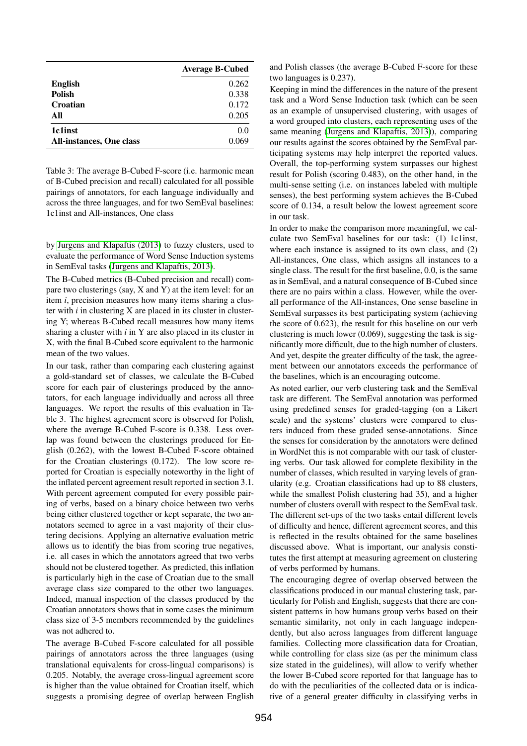| | Average B-Cubed |
|---|---|
| **English** | 0.262 |
| **Polish** | 0.338 |
| **Croatian** | 0.172 |
| **All** | 0.205 |
| **1c1inst** | 0.0 |
| **All-instances, One class** | 0.069 |

Table 3: The average B-Cubed F-score (i.e. harmonic mean of B-Cubed precision and recall) calculated for all possible pairings of annotators, for each language individually and across the three languages, and for two SemEval baselines: 1c1inst and All-instances, One class

by Jurgens and Klapaftis (2013) to fuzzy clusters, used to evaluate the performance of Word Sense Induction systems in SemEval tasks (Jurgens and Klapaftis, 2013).

The B-Cubed metrics (B-Cubed precision and recall) compare two clusterings (say, X and Y) at the item level: for an item *i*, precision measures how many items sharing a cluster with *i* in clustering X are placed in its cluster in clustering Y; whereas B-Cubed recall measures how many items sharing a cluster with *i* in Y are also placed in its cluster in X, with the final B-Cubed score equivalent to the harmonic mean of the two values.

In our task, rather than comparing each clustering against a gold-standard set of classes, we calculate the B-Cubed score for each pair of clusterings produced by the annotators, for each language individually and across all three languages. We report the results of this evaluation in Table 3. The highest agreement score is observed for Polish, where the average B-Cubed F-score is 0.338. Less overlap was found between the clusterings produced for English (0.262), with the lowest B-Cubed F-score obtained for the Croatian clusterings (0.172). The low score reported for Croatian is especially noteworthy in the light of the inflated percent agreement result reported in section 3.1. With percent agreement computed for every possible pairing of verbs, based on a binary choice between two verbs being either clustered together or kept separate, the two annotators seemed to agree in a vast majority of their clustering decisions. Applying an alternative evaluation metric allows us to identify the bias from scoring true negatives, i.e. all cases in which the annotators agreed that two verbs should not be clustered together. As predicted, this inflation is particularly high in the case of Croatian due to the small average class size compared to the other two languages. Indeed, manual inspection of the classes produced by the Croatian annotators shows that in some cases the minimum class size of 3-5 members recommended by the guidelines was not adhered to.

The average B-Cubed F-score calculated for all possible pairings of annotators across the three languages (using translational equivalents for cross-lingual comparisons) is 0.205. Notably, the average cross-lingual agreement score is higher than the value obtained for Croatian itself, which suggests a promising degree of overlap between English and Polish classes (the average B-Cubed F-score for these two languages is 0.237).

Keeping in mind the differences in the nature of the present task and a Word Sense Induction task (which can be seen as an example of unsupervised clustering, with usages of a word grouped into clusters, each representing uses of the same meaning (Jurgens and Klapaftis, 2013)), comparing our results against the scores obtained by the SemEval participating systems may help interpret the reported values. Overall, the top-performing system surpasses our highest result for Polish (scoring 0.483), on the other hand, in the multi-sense setting (i.e. on instances labeled with multiple senses), the best performing system achieves the B-Cubed score of 0.134, a result below the lowest agreement score in our task.

In order to make the comparison more meaningful, we calculate two SemEval baselines for our task: (1) 1c1inst, where each instance is assigned to its own class, and (2) All-instances, One class, which assigns all instances to a single class. The result for the first baseline, 0.0, is the same as in SemEval, and a natural consequence of B-Cubed since there are no pairs within a class. However, while the overall performance of the All-instances, One sense baseline in SemEval surpasses its best participating system (achieving the score of 0.623), the result for this baseline on our verb clustering is much lower (0.069), suggesting the task is significantly more difficult, due to the high number of clusters. And yet, despite the greater difficulty of the task, the agreement between our annotators exceeds the performance of the baselines, which is an encouraging outcome.

As noted earlier, our verb clustering task and the SemEval task are different. The SemEval annotation was performed using predefined senses for graded-tagging (on a Likert scale) and the systems' clusters were compared to clusters induced from these graded sense-annotations. Since the senses for consideration by the annotators were defined in WordNet this is not comparable with our task of clustering verbs. Our task allowed for complete flexibility in the number of classes, which resulted in varying levels of granularity (e.g. Croatian classifications had up to 88 clusters, while the smallest Polish clustering had 35), and a higher number of clusters overall with respect to the SemEval task. The different set-ups of the two tasks entail different levels of difficulty and hence, different agreement scores, and this is reflected in the results obtained for the same baselines discussed above. What is important, our analysis constitutes the first attempt at measuring agreement on clustering of verbs performed by humans.

The encouraging degree of overlap observed between the classifications produced in our manual clustering task, particularly for Polish and English, suggests that there are consistent patterns in how humans group verbs based on their semantic similarity, not only in each language independently, but also across languages from different language families. Collecting more classification data for Croatian, while controlling for class size (as per the minimum class size stated in the guidelines), will allow to verify whether the lower B-Cubed score reported for that language has to do with the peculiarities of the collected data or is indicative of a general greater difficulty in classifying verbs in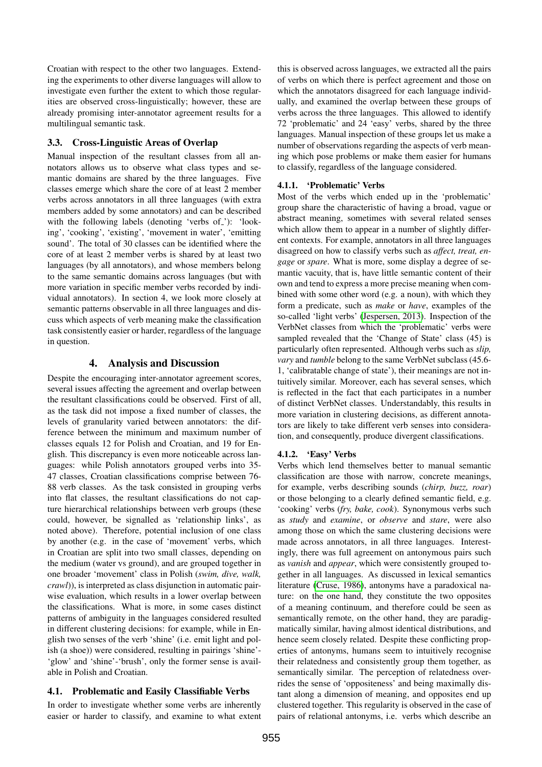Croatian with respect to the other two languages. Extending the experiments to other diverse languages will allow to investigate even further the extent to which those regularities are observed cross-linguistically; however, these are already promising inter-annotator agreement results for a multilingual semantic task.

### 3.3. Cross-Linguistic Areas of Overlap

Manual inspection of the resultant classes from all annotators allows us to observe what class types and semantic domains are shared by the three languages. Five classes emerge which share the core of at least 2 member verbs across annotators in all three languages (with extra members added by some annotators) and can be described with the following labels (denoting 'verbs of_'): 'looking', 'cooking', 'existing', 'movement in water', 'emitting sound'. The total of 30 classes can be identified where the core of at least 2 member verbs is shared by at least two languages (by all annotators), and whose members belong to the same semantic domains across languages (but with more variation in specific member verbs recorded by individual annotators). In section 4, we look more closely at semantic patterns observable in all three languages and discuss which aspects of verb meaning make the classification task consistently easier or harder, regardless of the language in question.

## 4. Analysis and Discussion

Despite the encouraging inter-annotator agreement scores, several issues affecting the agreement and overlap between the resultant classifications could be observed. First of all, as the task did not impose a fixed number of classes, the levels of granularity varied between annotators: the difference between the minimum and maximum number of classes equals 12 for Polish and Croatian, and 19 for English. This discrepancy is even more noticeable across languages: while Polish annotators grouped verbs into 35-47 classes, Croatian classifications comprise between 76-88 verb classes. As the task consisted in grouping verbs into flat classes, the resultant classifications do not capture hierarchical relationships between verb groups (these could, however, be signalled as 'relationship links', as noted above). Therefore, potential inclusion of one class by another (e.g. in the case of 'movement' verbs, which in Croatian are split into two small classes, depending on the medium (water vs ground), and are grouped together in one broader 'movement' class in Polish (*swim, dive, walk, crawl*)), is interpreted as class disjunction in automatic pairwise evaluation, which results in a lower overlap between the classifications. What is more, in some cases distinct patterns of ambiguity in the languages considered resulted in different clustering decisions: for example, while in English two senses of the verb 'shine' (i.e. emit light and polish (a shoe)) were considered, resulting in pairings 'shine'-'glow' and 'shine'-'brush', only the former sense is available in Polish and Croatian.

### 4.1. Problematic and Easily Classifiable Verbs

In order to investigate whether some verbs are inherently easier or harder to classify, and examine to what extent this is observed across languages, we extracted all the pairs of verbs on which there is perfect agreement and those on which the annotators disagreed for each language individually, and examined the overlap between these groups of verbs across the three languages. This allowed to identify 72 'problematic' and 24 'easy' verbs, shared by the three languages. Manual inspection of these groups let us make a number of observations regarding the aspects of verb meaning which pose problems or make them easier for humans to classify, regardless of the language considered.

#### 4.1.1. 'Problematic' Verbs

Most of the verbs which ended up in the 'problematic' group share the characteristic of having a broad, vague or abstract meaning, sometimes with several related senses which allow them to appear in a number of slightly different contexts. For example, annotators in all three languages disagreed on how to classify verbs such as *affect, treat, engage* or *spare*. What is more, some display a degree of semantic vacuity, that is, have little semantic content of their own and tend to express a more precise meaning when combined with some other word (e.g. a noun), with which they form a predicate, such as *make* or *have*, examples of the so-called 'light verbs' (Jespersen, 2013). Inspection of the VerbNet classes from which the 'problematic' verbs were sampled revealed that the 'Change of State' class (45) is particularly often represented. Although verbs such as *slip, vary* and *tumble* belong to the same VerbNet subclass (45.6-1, 'calibratable change of state'), their meanings are not intuitively similar. Moreover, each has several senses, which is reflected in the fact that each participates in a number of distinct VerbNet classes. Understandably, this results in more variation in clustering decisions, as different annotators are likely to take different verb senses into consideration, and consequently, produce divergent classifications.

#### 4.1.2. 'Easy' Verbs

Verbs which lend themselves better to manual semantic classification are those with narrow, concrete meanings, for example, verbs describing sounds (*chirp, buzz, roar*) or those belonging to a clearly defined semantic field, e.g. 'cooking' verbs (*fry, bake, cook*). Synonymous verbs such as *study* and *examine*, or *observe* and *stare*, were also among those on which the same clustering decisions were made across annotators, in all three languages. Interestingly, there was full agreement on antonymous pairs such as *vanish* and *appear*, which were consistently grouped together in all languages. As discussed in lexical semantics literature (Cruse, 1986), antonyms have a paradoxical nature: on the one hand, they constitute the two opposites of a meaning continuum, and therefore could be seen as semantically remote, on the other hand, they are paradigmatically similar, having almost identical distributions, and hence seem closely related. Despite these conflicting properties of antonyms, humans seem to intuitively recognise their relatedness and consistently group them together, as semantically similar. The perception of relatedness overrides the sense of 'oppositeness' and being maximally distant along a dimension of meaning, and opposites end up clustered together. This regularity is observed in the case of pairs of relational antonyms, i.e. verbs which describe an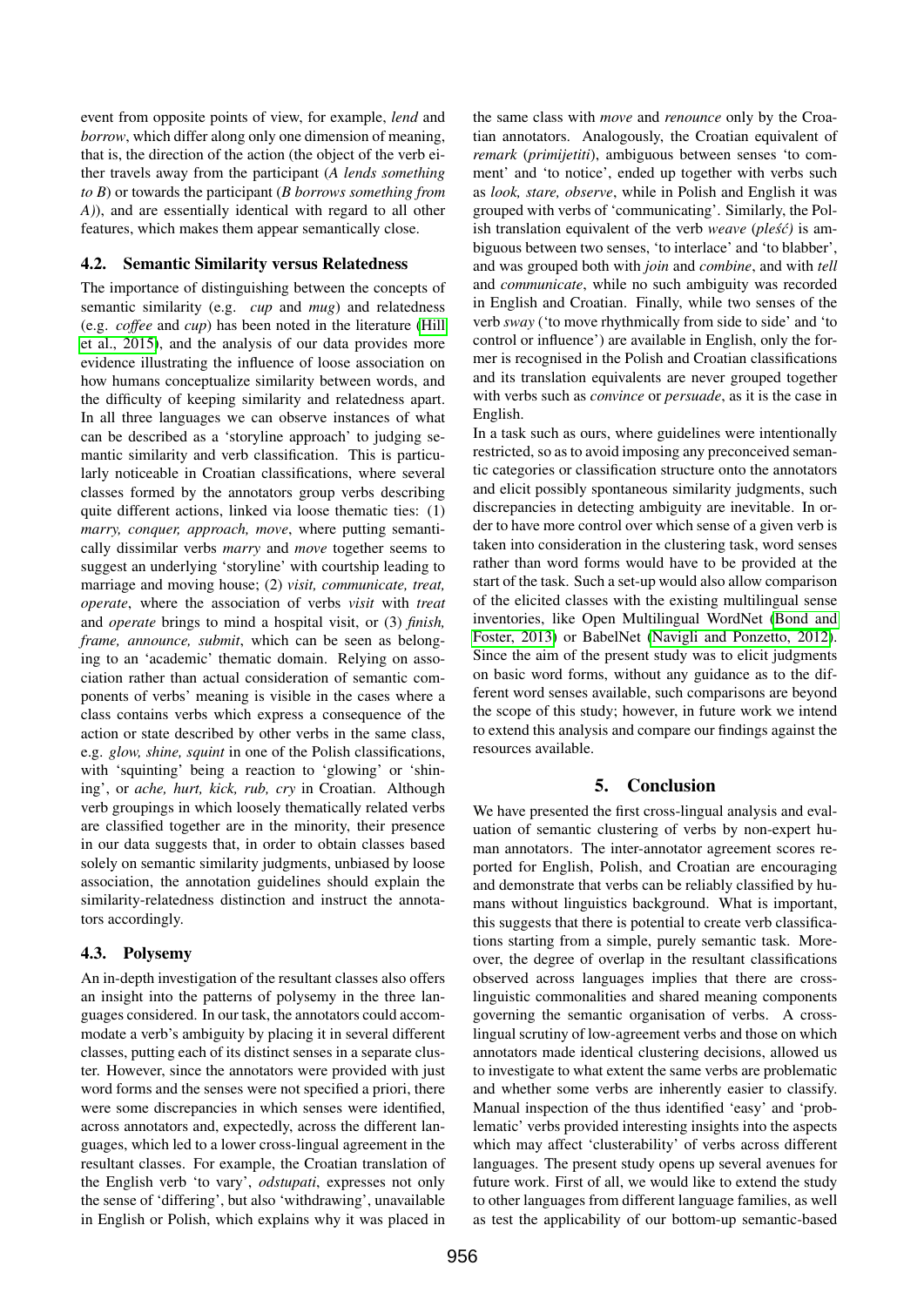event from opposite points of view, for example, *lend* and *borrow*, which differ along only one dimension of meaning, that is, the direction of the action (the object of the verb either travels away from the participant (*A lends something to B*) or towards the participant (*B borrows something from A)*), and are essentially identical with regard to all other features, which makes them appear semantically close.

### 4.2. Semantic Similarity versus Relatedness

The importance of distinguishing between the concepts of semantic similarity (e.g. *cup* and *mug*) and relatedness (e.g. *coffee* and *cup*) has been noted in the literature (Hill et al., 2015), and the analysis of our data provides more evidence illustrating the influence of loose association on how humans conceptualize similarity between words, and the difficulty of keeping similarity and relatedness apart. In all three languages we can observe instances of what can be described as a 'storyline approach' to judging semantic similarity and verb classification. This is particularly noticeable in Croatian classifications, where several classes formed by the annotators group verbs describing quite different actions, linked via loose thematic ties: (1) *marry, conquer, approach, move*, where putting semantically dissimilar verbs *marry* and *move* together seems to suggest an underlying 'storyline' with courtship leading to marriage and moving house; (2) *visit, communicate, treat, operate*, where the association of verbs *visit* with *treat* and *operate* brings to mind a hospital visit, or (3) *finish, frame, announce, submit*, which can be seen as belonging to an 'academic' thematic domain. Relying on association rather than actual consideration of semantic components of verbs' meaning is visible in the cases where a class contains verbs which express a consequence of the action or state described by other verbs in the same class, e.g. *glow, shine, squint* in one of the Polish classifications, with 'squinting' being a reaction to 'glowing' or 'shining', or *ache, hurt, kick, rub, cry* in Croatian. Although verb groupings in which loosely thematically related verbs are classified together are in the minority, their presence in our data suggests that, in order to obtain classes based solely on semantic similarity judgments, unbiased by loose association, the annotation guidelines should explain the similarity-relatedness distinction and instruct the annotators accordingly.

### 4.3. Polysemy

An in-depth investigation of the resultant classes also offers an insight into the patterns of polysemy in the three languages considered. In our task, the annotators could accommodate a verb's ambiguity by placing it in several different classes, putting each of its distinct senses in a separate cluster. However, since the annotators were provided with just word forms and the senses were not specified a priori, there were some discrepancies in which senses were identified, across annotators and, expectedly, across the different languages, which led to a lower cross-lingual agreement in the resultant classes. For example, the Croatian translation of the English verb 'to vary', *odstupati*, expresses not only the sense of 'differing', but also 'withdrawing', unavailable in English or Polish, which explains why it was placed in the same class with *move* and *renounce* only by the Croatian annotators. Analogously, the Croatian equivalent of *remark* (*primijetiti*), ambiguous between senses 'to comment' and 'to notice', ended up together with verbs such as *look, stare, observe*, while in Polish and English it was grouped with verbs of 'communicating'. Similarly, the Polish translation equivalent of the verb *weave* (*pleść*) is ambiguous between two senses, 'to interlace' and 'to blabber', and was grouped both with *join* and *combine*, and with *tell* and *communicate*, while no such ambiguity was recorded in English and Croatian. Finally, while two senses of the verb *sway* ('to move rhythmically from side to side' and 'to control or influence') are available in English, only the former is recognised in the Polish and Croatian classifications and its translation equivalents are never grouped together with verbs such as *convince* or *persuade*, as it is the case in English.

In a task such as ours, where guidelines were intentionally restricted, so as to avoid imposing any preconceived semantic categories or classification structure onto the annotators and elicit possibly spontaneous similarity judgments, such discrepancies in detecting ambiguity are inevitable. In order to have more control over which sense of a given verb is taken into consideration in the clustering task, word senses rather than word forms would have to be provided at the start of the task. Such a set-up would also allow comparison of the elicited classes with the existing multilingual sense inventories, like Open Multilingual WordNet (Bond and Foster, 2013) or BabelNet (Navigli and Ponzetto, 2012). Since the aim of the present study was to elicit judgments on basic word forms, without any guidance as to the different word senses available, such comparisons are beyond the scope of this study; however, in future work we intend to extend this analysis and compare our findings against the resources available.

## 5. Conclusion

We have presented the first cross-lingual analysis and evaluation of semantic clustering of verbs by non-expert human annotators. The inter-annotator agreement scores reported for English, Polish, and Croatian are encouraging and demonstrate that verbs can be reliably classified by humans without linguistics background. What is important, this suggests that there is potential to create verb classifications starting from a simple, purely semantic task. Moreover, the degree of overlap in the resultant classifications observed across languages implies that there are cross-linguistic commonalities and shared meaning components governing the semantic organisation of verbs. A cross-lingual scrutiny of low-agreement verbs and those on which annotators made identical clustering decisions, allowed us to investigate to what extent the same verbs are problematic and whether some verbs are inherently easier to classify. Manual inspection of the thus identified 'easy' and 'problematic' verbs provided interesting insights into the aspects which may affect 'clusterability' of verbs across different languages. The present study opens up several avenues for future work. First of all, we would like to extend the study to other languages from different language families, as well as test the applicability of our bottom-up semantic-based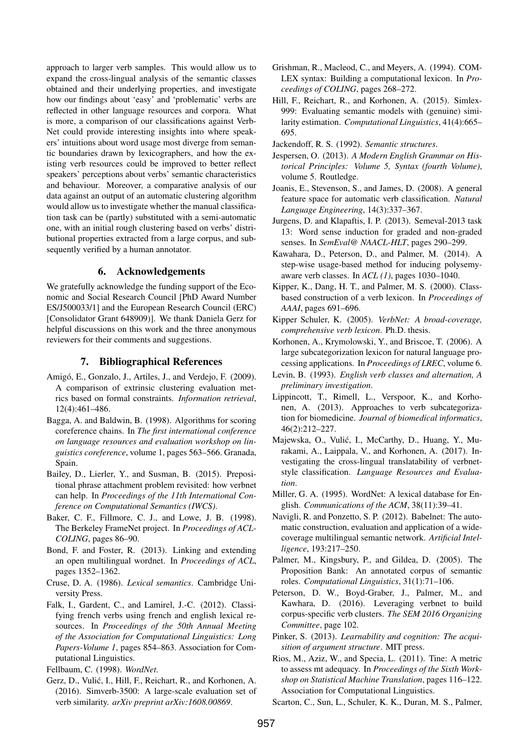approach to larger verb samples. This would allow us to expand the cross-lingual analysis of the semantic classes obtained and their underlying properties, and investigate how our findings about 'easy' and 'problematic' verbs are reflected in other language resources and corpora. What is more, a comparison of our classifications against VerbNet could provide interesting insights into where speakers' intuitions about word usage most diverge from semantic boundaries drawn by lexicographers, and how the existing verb resources could be improved to better reflect speakers' perceptions about verbs' semantic characteristics and behaviour. Moreover, a comparative analysis of our data against an output of an automatic clustering algorithm would allow us to investigate whether the manual classification task can be (partly) substituted with a semi-automatic one, with an initial rough clustering based on verbs' distributional properties extracted from a large corpus, and subsequently verified by a human annotator.

## 6. Acknowledgements

We gratefully acknowledge the funding support of the Economic and Social Research Council [PhD Award Number ES/J500033/1] and the European Research Council (ERC) [Consolidator Grant 648909)]. We thank Daniela Gerz for helpful discussions on this work and the three anonymous reviewers for their comments and suggestions.

## 7. Bibliographical References

Amigó, E., Gonzalo, J., Artiles, J., and Verdejo, F. (2009). A comparison of extrinsic clustering evaluation metrics based on formal constraints. *Information retrieval*, 12(4):461–486.

Bagga, A. and Baldwin, B. (1998). Algorithms for scoring coreference chains. In *The first international conference on language resources and evaluation workshop on linguistics coreference*, volume 1, pages 563–566. Granada, Spain.

Bailey, D., Lierler, Y., and Susman, B. (2015). Prepositional phrase attachment problem revisited: how verbnet can help. In *Proceedings of the 11th International Conference on Computational Semantics (IWCS)*.

Baker, C. F., Fillmore, C. J., and Lowe, J. B. (1998). The Berkeley FrameNet project. In *Proceedings of ACL-COLING*, pages 86–90.

Bond, F. and Foster, R. (2013). Linking and extending an open multilingual wordnet. In *Proceedings of ACL*, pages 1352–1362.

Cruse, D. A. (1986). *Lexical semantics*. Cambridge University Press.

Falk, I., Gardent, C., and Lamirel, J.-C. (2012). Classifying french verbs using french and english lexical resources. In *Proceedings of the 50th Annual Meeting of the Association for Computational Linguistics: Long Papers-Volume 1*, pages 854–863. Association for Computational Linguistics.

Fellbaum, C. (1998). *WordNet*.

Gerz, D., Vulić, I., Hill, F., Reichart, R., and Korhonen, A. (2016). Simverb-3500: A large-scale evaluation set of verb similarity. *arXiv preprint arXiv:1608.00869*.

Grishman, R., Macleod, C., and Meyers, A. (1994). COMLEX syntax: Building a computational lexicon. In *Proceedings of COLING*, pages 268–272.

Hill, F., Reichart, R., and Korhonen, A. (2015). Simlex-999: Evaluating semantic models with (genuine) similarity estimation. *Computational Linguistics*, 41(4):665–695.

Jackendoff, R. S. (1992). *Semantic structures*.

Jespersen, O. (2013). *A Modern English Grammar on Historical Principles: Volume 5, Syntax (fourth Volume)*, volume 5. Routledge.

Joanis, E., Stevenson, S., and James, D. (2008). A general feature space for automatic verb classification. *Natural Language Engineering*, 14(3):337–367.

Jurgens, D. and Klapaftis, I. P. (2013). Semeval-2013 task 13: Word sense induction for graded and non-graded senses. In *SemEval@ NAACL-HLT*, pages 290–299.

Kawahara, D., Peterson, D., and Palmer, M. (2014). A step-wise usage-based method for inducing polysemy-aware verb classes. In *ACL (1)*, pages 1030–1040.

Kipper, K., Dang, H. T., and Palmer, M. S. (2000). Class-based construction of a verb lexicon. In *Proceedings of AAAI*, pages 691–696.

Kipper Schuler, K. (2005). *VerbNet: A broad-coverage, comprehensive verb lexicon*. Ph.D. thesis.

Korhonen, A., Krymolowski, Y., and Briscoe, T. (2006). A large subcategorization lexicon for natural language processing applications. In *Proceedings of LREC*, volume 6.

Levin, B. (1993). *English verb classes and alternation, A preliminary investigation*.

Lippincott, T., Rimell, L., Verspoor, K., and Korhonen, A. (2013). Approaches to verb subcategorization for biomedicine. *Journal of biomedical informatics*, 46(2):212–227.

Majewska, O., Vulić, I., McCarthy, D., Huang, Y., Murakami, A., Laippala, V., and Korhonen, A. (2017). Investigating the cross-lingual translatability of verbnet-style classification. *Language Resources and Evaluation*.

Miller, G. A. (1995). WordNet: A lexical database for English. *Communications of the ACM*, 38(11):39–41.

Navigli, R. and Ponzetto, S. P. (2012). Babelnet: The automatic construction, evaluation and application of a wide-coverage multilingual semantic network. *Artificial Intelligence*, 193:217–250.

Palmer, M., Kingsbury, P., and Gildea, D. (2005). The Proposition Bank: An annotated corpus of semantic roles. *Computational Linguistics*, 31(1):71–106.

Peterson, D. W., Boyd-Graber, J., Palmer, M., and Kawhara, D. (2016). Leveraging verbnet to build corpus-specific verb clusters. *The SEM 2016 Organizing Committee*, page 102.

Pinker, S. (2013). *Learnability and cognition: The acquisition of argument structure*. MIT press.

Rios, M., Aziz, W., and Specia, L. (2011). Tine: A metric to assess mt adequacy. In *Proceedings of the Sixth Workshop on Statistical Machine Translation*, pages 116–122. Association for Computational Linguistics.

Scarton, C., Sun, L., Schuler, K. K., Duran, M. S., Palmer,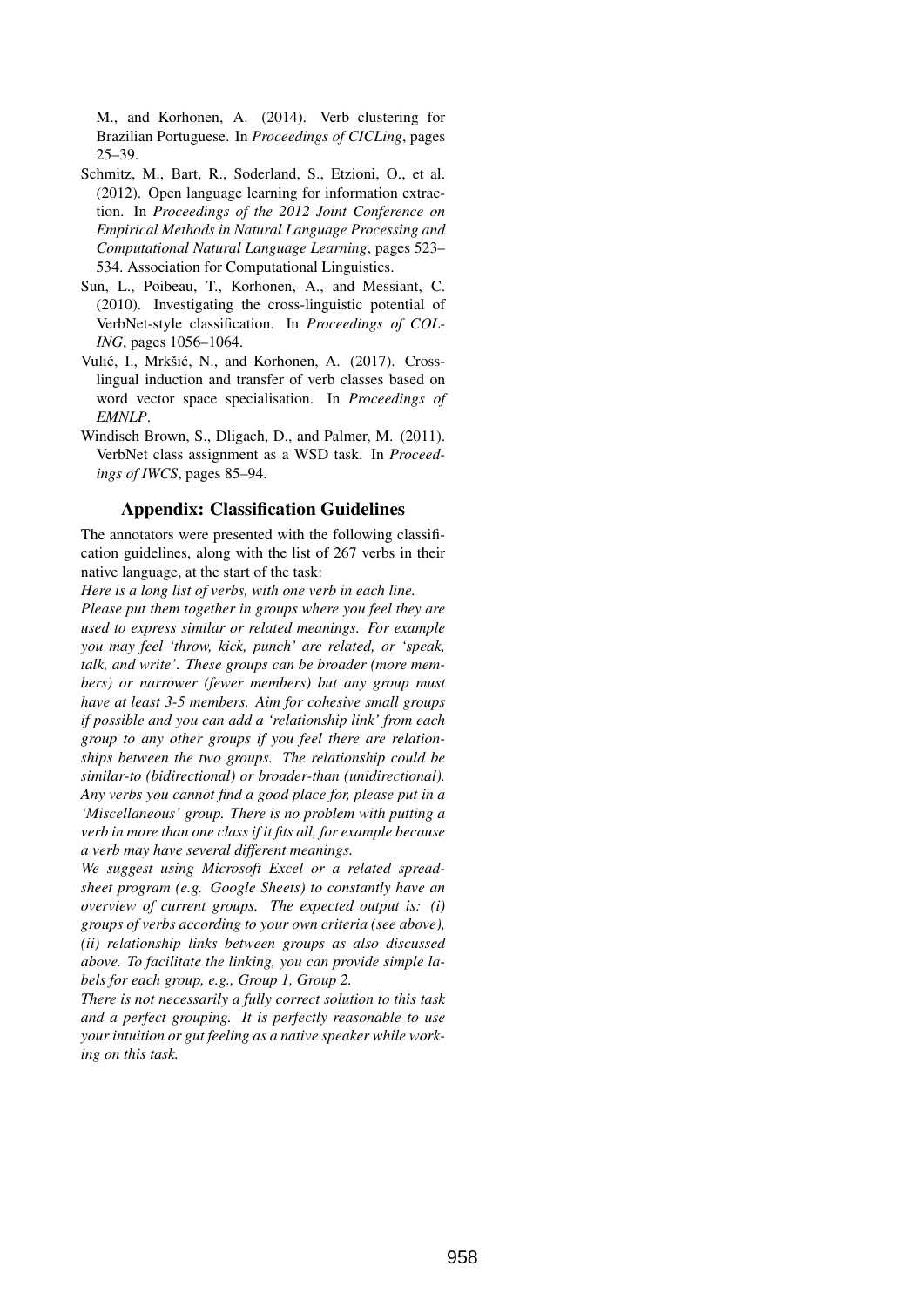M., and Korhonen, A. (2014). Verb clustering for Brazilian Portuguese. In *Proceedings of CICLing*, pages 25–39.

Schmitz, M., Bart, R., Soderland, S., Etzioni, O., et al. (2012). Open language learning for information extraction. In *Proceedings of the 2012 Joint Conference on Empirical Methods in Natural Language Processing and Computational Natural Language Learning*, pages 523–534. Association for Computational Linguistics.

Sun, L., Poibeau, T., Korhonen, A., and Messiant, C. (2010). Investigating the cross-linguistic potential of VerbNet-style classification. In *Proceedings of COLING*, pages 1056–1064.

Vulić, I., Mrkšić, N., and Korhonen, A. (2017). Cross-lingual induction and transfer of verb classes based on word vector space specialisation. In *Proceedings of EMNLP*.

Windisch Brown, S., Dligach, D., and Palmer, M. (2011). VerbNet class assignment as a WSD task. In *Proceedings of IWCS*, pages 85–94.

## Appendix: Classification Guidelines

The annotators were presented with the following classification guidelines, along with the list of 267 verbs in their native language, at the start of the task:

*Here is a long list of verbs, with one verb in each line. Please put them together in groups where you feel they are used to express similar or related meanings. For example you may feel 'throw, kick, punch' are related, or 'speak, talk, and write'. These groups can be broader (more members) or narrower (fewer members) but any group must have at least 3-5 members. Aim for cohesive small groups if possible and you can add a 'relationship link' from each group to any other groups if you feel there are relationships between the two groups. The relationship could be similar-to (bidirectional) or broader-than (unidirectional). Any verbs you cannot find a good place for, please put in a 'Miscellaneous' group. There is no problem with putting a verb in more than one class if it fits all, for example because a verb may have several different meanings.*

*We suggest using Microsoft Excel or a related spreadsheet program (e.g. Google Sheets) to constantly have an overview of current groups. The expected output is: (i) groups of verbs according to your own criteria (see above), (ii) relationship links between groups as also discussed above. To facilitate the linking, you can provide simple labels for each group, e.g., Group 1, Group 2.*

*There is not necessarily a fully correct solution to this task and a perfect grouping. It is perfectly reasonable to use your intuition or gut feeling as a native speaker while working on this task.*